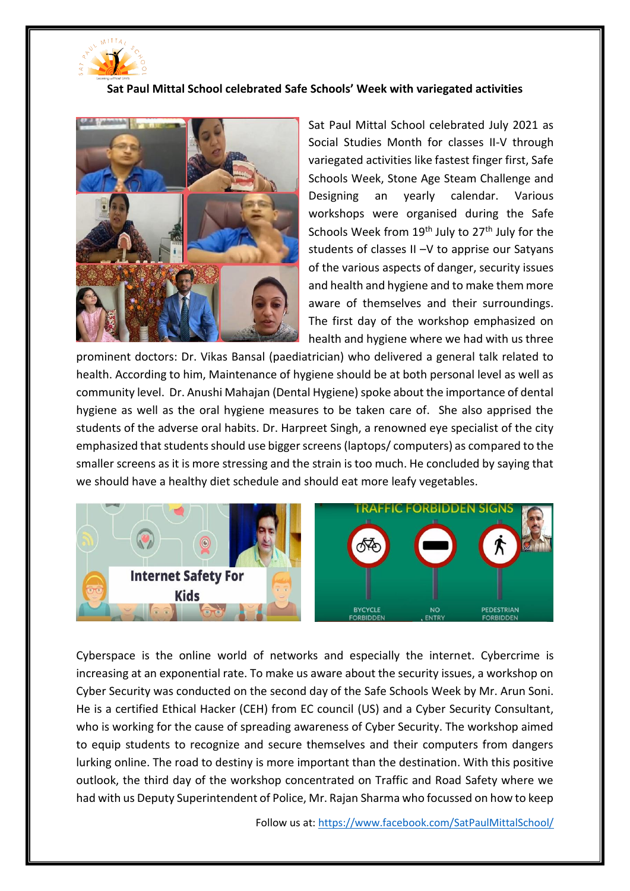**Sat Paul Mittal School celebrated Safe Schools' Week with variegated activities**

Sat Paul Mittal School celebrated July 2021 as Social Studies Month for classes II-V through variegated activities like fastest finger first, Safe Schools Week, Stone Age Steam Challenge and Designing an yearly calendar. Various workshops were organised during the Safe Schools Week from 19th July to 27th July for the students of classes II –V to apprise our Satyans of the various aspects of danger, security issues and health and hygiene and to make them more aware of themselves and their surroundings. The first day of the workshop emphasized on health and hygiene where we had with us three prominent doctors: Dr. Vikas Bansal (paediatrician) who delivered a general talk related to health. According to him, Maintenance of hygiene should be at both personal level as well as community level. Dr. Anushi Mahajan (Dental Hygiene) spoke about the importance of dental hygiene as well as the oral hygiene measures to be taken care of. She also apprised the students of the adverse oral habits. Dr. Harpreet Singh, a renowned eye specialist of the city emphasized that students should use bigger screens (laptops/ computers) as compared to the smaller screens as it is more stressing and the strain is too much. He concluded by saying that we should have a healthy diet schedule and should eat more leafy vegetables.

Cyberspace is the online world of networks and especially the internet. Cybercrime is increasing at an exponential rate. To make us aware about the security issues, a workshop on Cyber Security was conducted on the second day of the Safe Schools Week by Mr. Arun Soni. He is a certified Ethical Hacker (CEH) from EC council (US) and a Cyber Security Consultant, who is working for the cause of spreading awareness of Cyber Security. The workshop aimed to equip students to recognize and secure themselves and their computers from dangers lurking online. The road to destiny is more important than the destination. With this positive outlook, the third day of the workshop concentrated on Traffic and Road Safety where we had with us Deputy Superintendent of Police, Mr. Rajan Sharma who focussed on how to keep

Follow us at: https://www.facebook.com/SatPaulMittalSchool/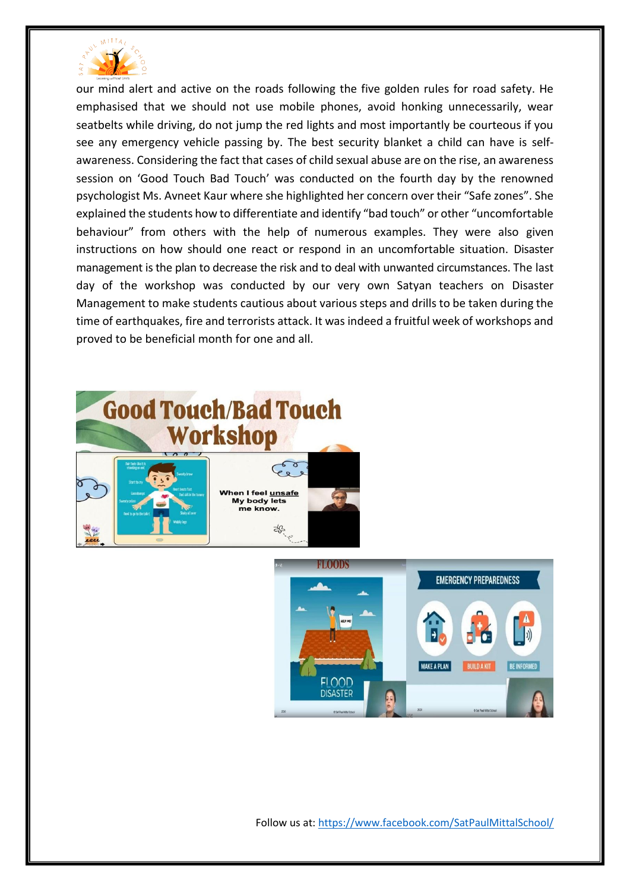our mind alert and active on the roads following the five golden rules for road safety. He emphasised that we should not use mobile phones, avoid honking unnecessarily, wear seatbelts while driving, do not jump the red lights and most importantly be courteous if you see any emergency vehicle passing by. The best security blanket a child can have is self-awareness. Considering the fact that cases of child sexual abuse are on the rise, an awareness session on 'Good Touch Bad Touch' was conducted on the fourth day by the renowned psychologist Ms. Avneet Kaur where she highlighted her concern over their "Safe zones". She explained the students how to differentiate and identify "bad touch" or other "uncomfortable behaviour" from others with the help of numerous examples. They were also given instructions on how should one react or respond in an uncomfortable situation. Disaster management is the plan to decrease the risk and to deal with unwanted circumstances. The last day of the workshop was conducted by our very own Satyan teachers on Disaster Management to make students cautious about various steps and drills to be taken during the time of earthquakes, fire and terrorists attack. It was indeed a fruitful week of workshops and proved to be beneficial month for one and all.

Follow us at: https://www.facebook.com/SatPaulMittalSchool/